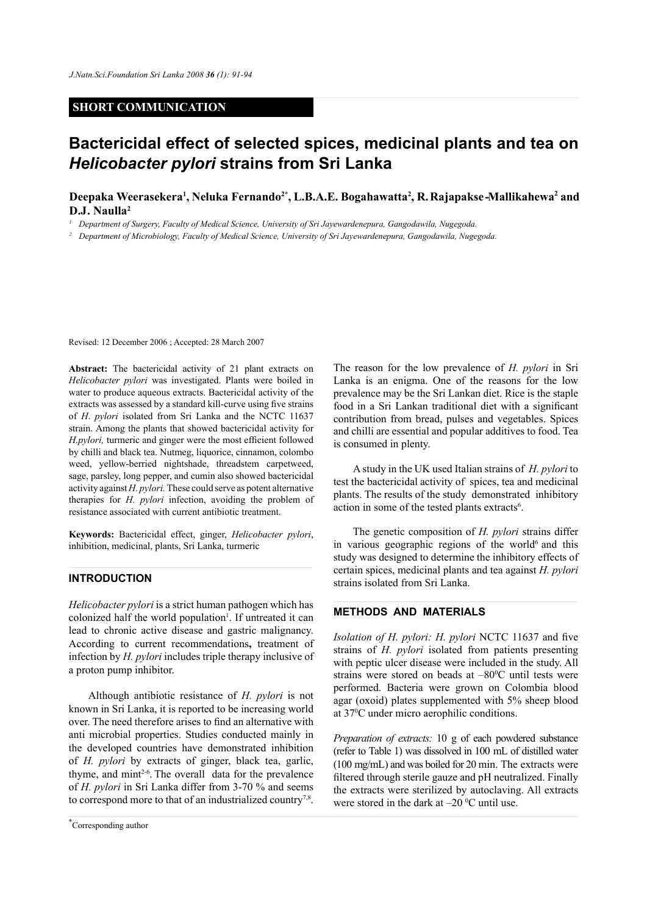**SHORT COMMUNICATION**

# Bactericidal effect of selected spices, medicinal plants and tea on *Helicobacter pylori* strains from Sri Lanka

**Deepaka Weerasekera[1], Neluka Fernando[2*], L.B.A.E. Bogahawatta[2], R. Rajapakse-Mallikahewa[2] and D.J. Naulla[2]**

[1] *Department of Surgery, Faculty of Medical Science, University of Sri Jayewardenepura, Gangodawila, Nugegoda.*

[2] *Department of Microbiology, Faculty of Medical Science, University of Sri Jayewardenepura, Gangodawila, Nugegoda.*

Revised: 12 December 2006 ; Accepted: 28 March 2007

**Abstract:** The bactericidal activity of 21 plant extracts on *Helicobacter pylori* was investigated. Plants were boiled in water to produce aqueous extracts. Bactericidal activity of the extracts was assessed by a standard kill-curve using five strains of *H. pylori* isolated from Sri Lanka and the NCTC 11637 strain. Among the plants that showed bactericidal activity for *H.pylori,* turmeric and ginger were the most efficient followed by chilli and black tea. Nutmeg, liquorice, cinnamon, colombo weed, yellow-berried nightshade, threadstem carpetweed, sage, parsley, long pepper, and cumin also showed bactericidal activity against *H. pylori.* These could serve as potent alternative therapies for *H. pylori* infection, avoiding the problem of resistance associated with current antibiotic treatment.

**Keywords:** Bactericidal effect, ginger, *Helicobacter pylori*, inhibition, medicinal, plants, Sri Lanka, turmeric

## INTRODUCTION

*Helicobacter pylori* is a strict human pathogen which has colonized half the world population[1]. If untreated it can lead to chronic active disease and gastric malignancy. According to current recommendations**,** treatment of infection by *H. pylori* includes triple therapy inclusive of a proton pump inhibitor.

Although antibiotic resistance of *H. pylori* is not known in Sri Lanka, it is reported to be increasing world over. The need therefore arises to find an alternative with anti microbial properties. Studies conducted mainly in the developed countries have demonstrated inhibition of *H. pylori* by extracts of ginger, black tea, garlic, thyme, and mint[2-6]. The overall data for the prevalence of *H. pylori* in Sri Lanka differ from 3-70 % and seems to correspond more to that of an industrialized country[7,8].

The reason for the low prevalence of *H. pylori* in Sri Lanka is an enigma. One of the reasons for the low prevalence may be the Sri Lankan diet. Rice is the staple food in a Sri Lankan traditional diet with a significant contribution from bread, pulses and vegetables. Spices and chilli are essential and popular additives to food. Tea is consumed in plenty.

A study in the UK used Italian strains of *H. pylori* to test the bactericidal activity of spices, tea and medicinal plants. The results of the study demonstrated inhibitory action in some of the tested plants extracts[6].

The genetic composition of *H. pylori* strains differ in various geographic regions of the world[6] and this study was designed to determine the inhibitory effects of certain spices, medicinal plants and tea against *H. pylori* strains isolated from Sri Lanka.

## METHODS AND MATERIALS

*Isolation of H. pylori: H. pylori* NCTC 11637 and five strains of *H. pylori* isolated from patients presenting with peptic ulcer disease were included in the study. All strains were stored on beads at –80 $^0$C until tests were performed. Bacteria were grown on Colombia blood agar (oxoid) plates supplemented with 5% sheep blood at 37 $^0$C under micro aerophilic conditions.

*Preparation of extracts:* 10 g of each powdered substance (refer to Table 1) was dissolved in 100 mL of distilled water (100 mg/mL) and was boiled for 20 min. The extracts were filtered through sterile gauze and pH neutralized. Finally the extracts were sterilized by autoclaving. All extracts were stored in the dark at –20 $^0$C until use.

*Corresponding author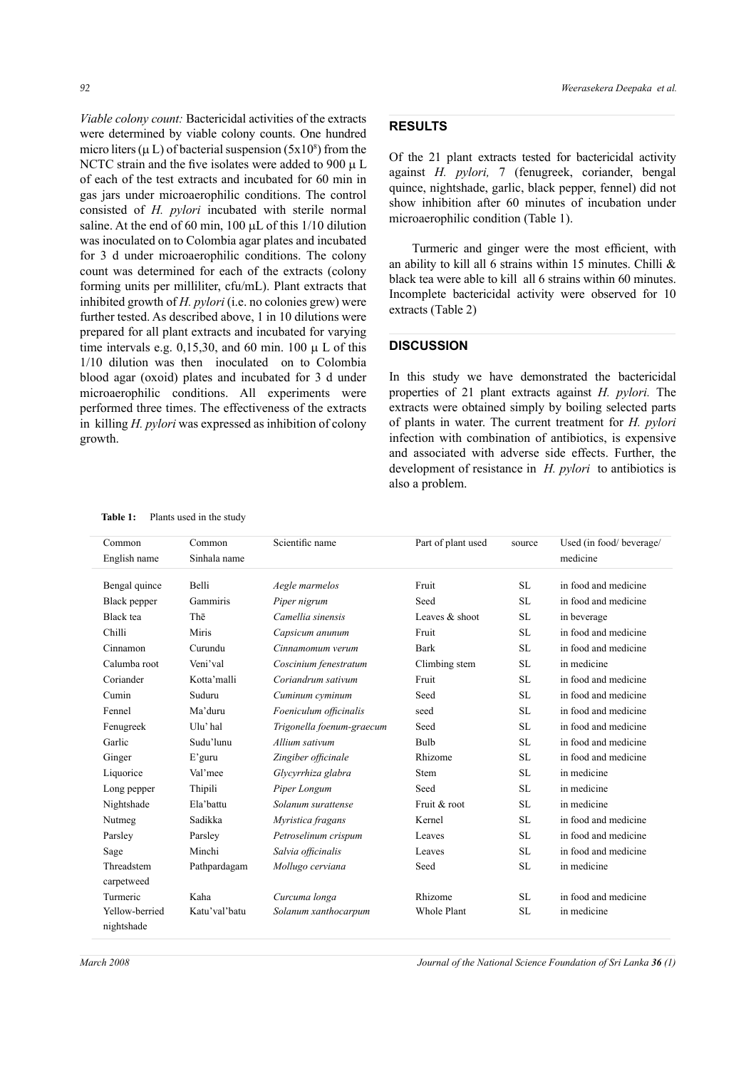*Viable colony count:* Bactericidal activities of the extracts were determined by viable colony counts. One hundred micro liters (μ L) of bacterial suspension ($5x10^8$) from the NCTC strain and the five isolates were added to 900 μ L of each of the test extracts and incubated for 60 min in gas jars under microaerophilic conditions. The control consisted of *H. pylori* incubated with sterile normal saline. At the end of 60 min, 100 μL of this 1/10 dilution was inoculated on to Colombia agar plates and incubated for 3 d under microaerophilic conditions. The colony count was determined for each of the extracts (colony forming units per milliliter, cfu/mL). Plant extracts that inhibited growth of *H. pylori* (i.e. no colonies grew) were further tested. As described above, 1 in 10 dilutions were prepared for all plant extracts and incubated for varying time intervals e.g. 0,15,30, and 60 min. 100 μ L of this 1/10 dilution was then inoculated on to Colombia blood agar (oxoid) plates and incubated for 3 d under microaerophilic conditions. All experiments were performed three times. The effectiveness of the extracts in killing *H. pylori* was expressed as inhibition of colony growth.

## RESULTS

Of the 21 plant extracts tested for bactericidal activity against *H. pylori,* 7 (fenugreek, coriander, bengal quince, nightshade, garlic, black pepper, fennel) did not show inhibition after 60 minutes of incubation under microaerophilic condition (Table 1).

Turmeric and ginger were the most efficient, with an ability to kill all 6 strains within 15 minutes. Chilli & black tea were able to kill all 6 strains within 60 minutes. Incomplete bactericidal activity were observed for 10 extracts (Table 2)

## DISCUSSION

In this study we have demonstrated the bactericidal properties of 21 plant extracts against *H. pylori.* The extracts were obtained simply by boiling selected parts of plants in water. The current treatment for *H. pylori* infection with combination of antibiotics, is expensive and associated with adverse side effects. Further, the development of resistance in *H. pylori* to antibiotics is also a problem.

**Table 1:** Plants used in the study

| Common English name | Common Sinhala name | Scientific name | Part of plant used | source | Used (in food/ beverage/ medicine |
|---|---|---|---|---|---|
| Bengal quince | Belli | *Aegle marmelos* | Fruit | SL | in food and medicine |
| Black pepper | Gammiris | *Piper nigrum* | Seed | SL | in food and medicine |
| Black tea | Thē | *Camellia sinensis* | Leaves & shoot | SL | in beverage |
| Chilli | Miris | *Capsicum anunum* | Fruit | SL | in food and medicine |
| Cinnamon | Curundu | *Cinnamomum verum* | Bark | SL | in food and medicine |
| Calumba root | Veni'val | *Coscinium fenestratum* | Climbing stem | SL | in medicine |
| Coriander | Kotta'malli | *Coriandrum sativum* | Fruit | SL | in food and medicine |
| Cumin | Suduru | *Cuminum cyminum* | Seed | SL | in food and medicine |
| Fennel | Ma'duru | *Foeniculum officinalis* | seed | SL | in food and medicine |
| Fenugreek | Ulu' hal | *Trigonella foenum-graecum* | Seed | SL | in food and medicine |
| Garlic | Sudu'lunu | *Allium sativum* | Bulb | SL | in food and medicine |
| Ginger | E'guru | *Zingiber officinale* | Rhizome | SL | in food and medicine |
| Liquorice | Val'mee | *Glycyrrhiza glabra* | Stem | SL | in medicine |
| Long pepper | Thipili | *Piper Longum* | Seed | SL | in medicine |
| Nightshade | Ela'battu | *Solanum surattense* | Fruit & root | SL | in medicine |
| Nutmeg | Sadikka | *Myristica fragans* | Kernel | SL | in food and medicine |
| Parsley | Parsley | *Petroselinum crispum* | Leaves | SL | in food and medicine |
| Sage | Minchi | *Salvia officinalis* | Leaves | SL | in food and medicine |
| Threadstem carpetweed | Pathpardagam | *Mollugo cerviana* | Seed | SL | in medicine |
| Turmeric | Kaha | *Curcuma longa* | Rhizome | SL | in food and medicine |
| Yellow-berried nightshade | Katu'val'batu | *Solanum xanthocarpum* | Whole Plant | SL | in medicine |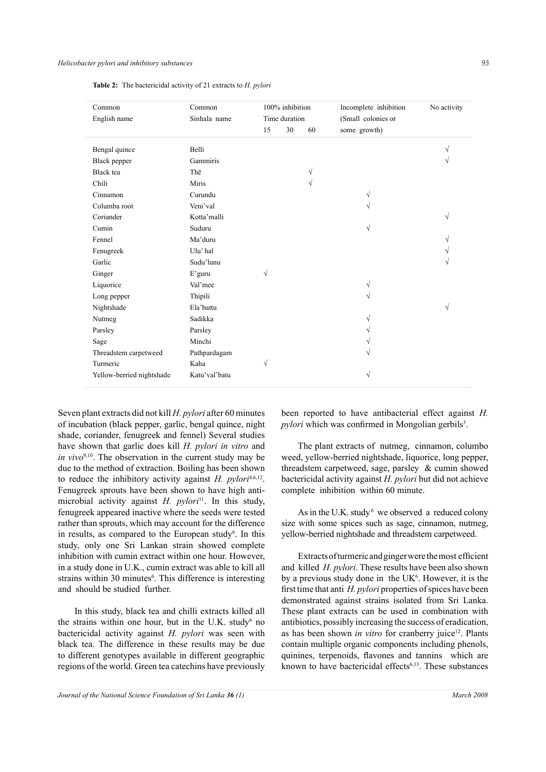**Table 2:** The bactericidal activity of 21 extracts to *H. pylori*

| Common English name | Common Sinhala name | 100% inhibition Time duration | | | Incomplete inhibition (Small colonies or some growth) | No activity |
|---|---|---|---|---|---|---|
| | | 15 | 30 | 60 | | |
| Bengal quince | Belli | | | | | √ |
| Black pepper | Gammiris | | | | | √ |
| Black tea | Thē | | | √ | | |
| Chili | Miris | | | √ | | |
| Cinnamon | Curundu | | | | √ | |
| Columba root | Veni'val | | | | √ | |
| Coriander | Kotta'malli | | | | | √ |
| Cumin | Suduru | | | | √ | |
| Fennel | Ma'duru | | | | | √ |
| Fenugreek | Ulu' hal | | | | | √ |
| Garlic | Sudu'lunu | | | | | √ |
| Ginger | E'guru | √ | | | | |
| Liquorice | Val'mee | | | | √ | |
| Long pepper | Thipili | | | | √ | |
| Nightshade | Ela'battu | | | | | √ |
| Nutmeg | Sadikka | | | | √ | |
| Parsley | Parsley | | | | √ | |
| Sage | Minchi | | | | √ | |
| Threadstem carpetweed | Pathpardagam | | | | √ | |
| Turmeric | Kaha | √ | | | | |
| Yellow-berried nightshade | Katu'val'batu | | | | √ | |

Seven plant extracts did not kill *H. pylori* after 60 minutes of incubation (black pepper, garlic, bengal quince, night shade, coriander, fenugreek and fennel) Several studies have shown that garlic does kill *H. pylori in vitro* and *in vivo*[9,10]. The observation in the current study may be due to the method of extraction. Boiling has been shown to reduce the inhibitory activity against *H. pylori*[4,6,12]. Fenugreek sprouts have been shown to have high anti-microbial activity against *H. pylori*[11]. In this study, fenugreek appeared inactive where the seeds were tested rather than sprouts, which may account for the difference in results, as compared to the European study[6]. In this study, only one Sri Lankan strain showed complete inhibition with cumin extract within one hour. However, in a study done in U.K., cumin extract was able to kill all strains within 30 minutes[6]. This difference is interesting and should be studied further.

In this study, black tea and chilli extracts killed all the strains within one hour, but in the U.K. study[6] no bactericidal activity against *H. pylori* was seen with black tea. The difference in these results may be due to different genotypes available in different geographic regions of the world. Green tea catechins have previously been reported to have antibacterial effect against *H. pylori* which was confirmed in Mongolian gerbils[3].

The plant extracts of nutmeg, cinnamon, columbo weed, yellow-berried nightshade, liquorice, long pepper, threadstem carpetweed, sage, parsley & cumin showed bactericidal activity against *H. pylori* but did not achieve complete inhibition within 60 minute.

As in the U.K. study[6] we observed a reduced colony size with some spices such as sage, cinnamon, nutmeg, yellow-berried nightshade and threadstem carpetweed.

Extracts of turmeric and ginger were the most efficient and killed *H. pylori*. These results have been also shown by a previous study done in the UK[6]. However, it is the first time that anti *H. pylori* properties of spices have been demonstrated against strains isolated from Sri Lanka. These plant extracts can be used in combination with antibiotics, possibly increasing the success of eradication, as has been shown *in vitro* for cranberry juice[12]. Plants contain multiple organic components including phenols, quinines, terpenoids, flavones and tannins which are known to have bactericidal effects[6,13]. These substances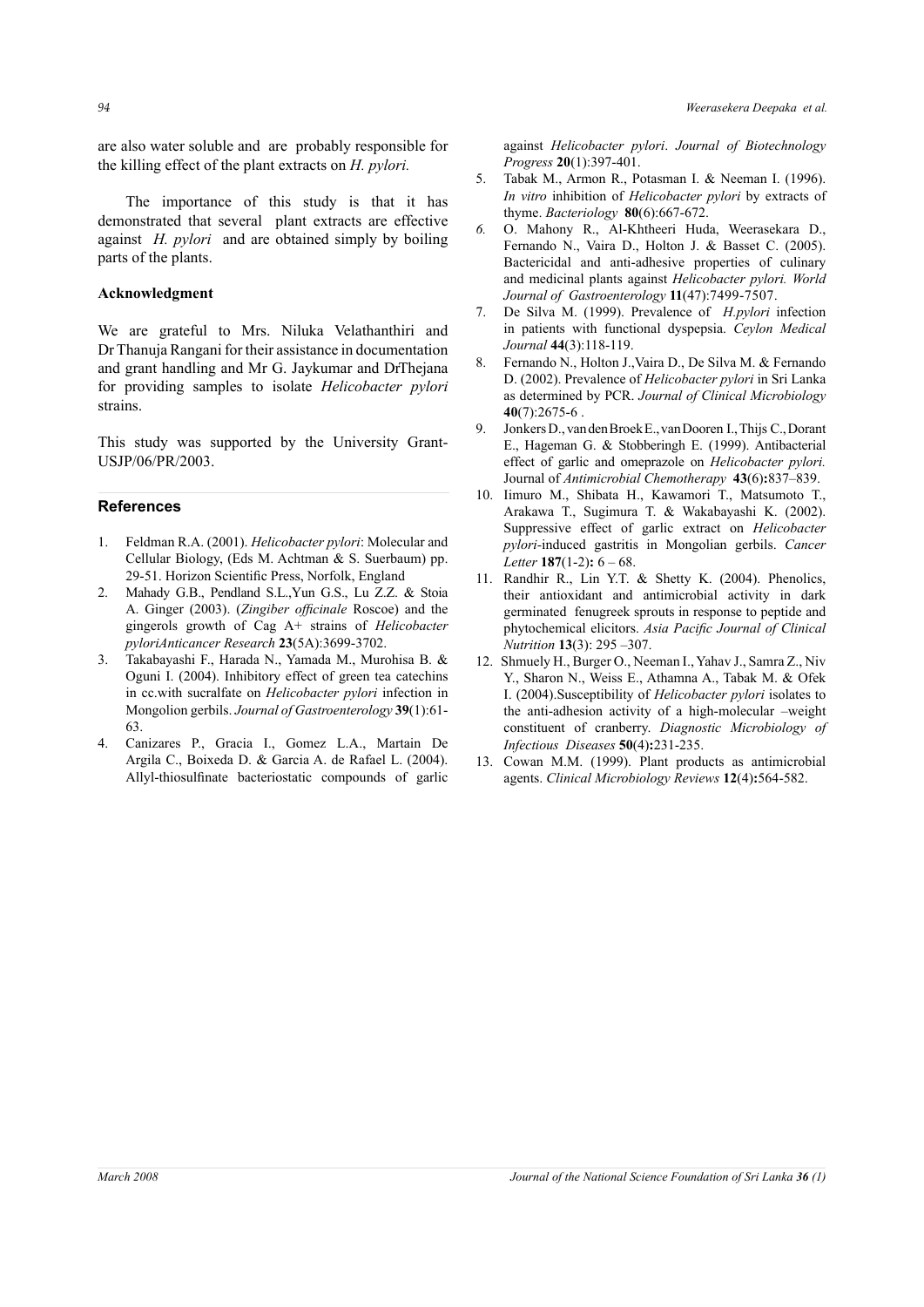are also water soluble and are probably responsible for the killing effect of the plant extracts on *H. pylori.*

The importance of this study is that it has demonstrated that several plant extracts are effective against *H. pylori* and are obtained simply by boiling parts of the plants.

**Acknowledgment**

We are grateful to Mrs. Niluka Velathanthiri and Dr Thanuja Rangani for their assistance in documentation and grant handling and Mr G. Jaykumar and DrThejana for providing samples to isolate *Helicobacter pylori* strains.

This study was supported by the University Grant-USJP/06/PR/2003.

## References

1. Feldman R.A. (2001). *Helicobacter pylori*: Molecular and Cellular Biology, (Eds M. Achtman & S. Suerbaum) pp. 29-51. Horizon Scientific Press, Norfolk, England
2. Mahady G.B., Pendland S.L.,Yun G.S., Lu Z.Z. & Stoia A. Ginger (2003). (*Zingiber officinale* Roscoe) and the gingerols growth of Cag A+ strains of *Helicobacter pyloriAnticancer Research* **23**(5A):3699-3702.
3. Takabayashi F., Harada N., Yamada M., Murohisa B. & Oguni I. (2004). Inhibitory effect of green tea catechins in cc.with sucralfate on *Helicobacter pylori* infection in Mongolion gerbils. *Journal of Gastroenterology* **39**(1):61-63.
4. Canizares P., Gracia I., Gomez L.A., Martain De Argila C., Boixeda D. & Garcia A. de Rafael L. (2004). Allyl-thiosulfinate bacteriostatic compounds of garlic against *Helicobacter pylori*. *Journal of Biotechnology Progress* **20**(1):397-401.
5. Tabak M., Armon R., Potasman I. & Neeman I. (1996). *In vitro* inhibition of *Helicobacter pylori* by extracts of thyme. *Bacteriology* **80**(6):667-672.
6. O. Mahony R., Al-Khtheeri Huda, Weerasekara D., Fernando N., Vaira D., Holton J. & Basset C. (2005). Bactericidal and anti-adhesive properties of culinary and medicinal plants against *Helicobacter pylori. World Journal of Gastroenterology* **11**(47):7499-7507.
7. De Silva M. (1999). Prevalence of *H.pylori* infection in patients with functional dyspepsia. *Ceylon Medical Journal* **44**(3):118-119.
8. Fernando N., Holton J.,Vaira D., De Silva M. & Fernando D. (2002). Prevalence of *Helicobacter pylori* in Sri Lanka as determined by PCR. *Journal of Clinical Microbiology* **40**(7):2675-6 .
9. Jonkers D., van den Broek E., van Dooren I., Thijs C., Dorant E., Hageman G. & Stobberingh E. (1999). Antibacterial effect of garlic and omeprazole on *Helicobacter pylori.* Journal of *Antimicrobial Chemotherapy* **43**(6)**:**837–839.
10. Iimuro M., Shibata H., Kawamori T., Matsumoto T., Arakawa T., Sugimura T. & Wakabayashi K. (2002). Suppressive effect of garlic extract on *Helicobacter pylori*-induced gastritis in Mongolian gerbils. *Cancer Letter* **187**(1-2)**:** 6 – 68.
11. Randhir R., Lin Y.T. & Shetty K. (2004). Phenolics, their antioxidant and antimicrobial activity in dark germinated fenugreek sprouts in response to peptide and phytochemical elicitors. *Asia Pacific Journal of Clinical Nutrition* **13**(3): 295 –307.
12. Shmuely H., Burger O., Neeman I., Yahav J., Samra Z., Niv Y., Sharon N., Weiss E., Athamna A., Tabak M. & Ofek I. (2004).Susceptibility of *Helicobacter pylori* isolates to the anti-adhesion activity of a high-molecular –weight constituent of cranberry. *Diagnostic Microbiology of Infectious Diseases* **50**(4)**:**231-235.
13. Cowan M.M. (1999). Plant products as antimicrobial agents. *Clinical Microbiology Reviews* **12**(4)**:**564-582.